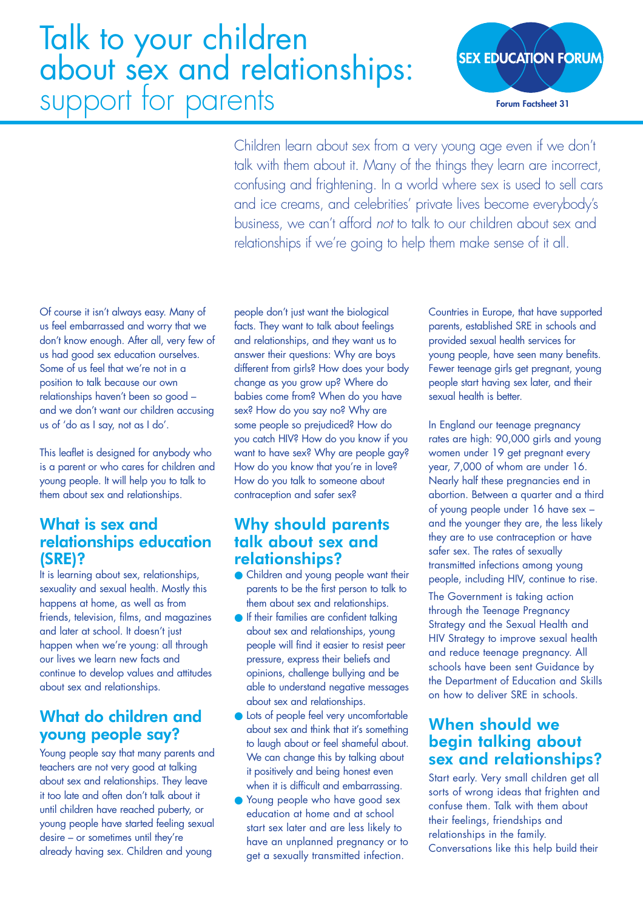# Talk to your children about sex and relationships: support for parents

SEX EDUCATION FORUM

Forum Factsheet 31

Children learn about sex from a very young age even if we don't talk with them about it. Many of the things they learn are incorrect, confusing and frightening. In a world where sex is used to sell cars and ice creams, and celebrities' private lives become everybody's business, we can't afford *not* to talk to our children about sex and relationships if we're going to help them make sense of it all.

Of course it isn't always easy. Many of us feel embarrassed and worry that we don't know enough. After all, very few of us had good sex education ourselves. Some of us feel that we're not in a position to talk because our own relationships haven't been so good – and we don't want our children accusing us of 'do as I say, not as I do'.

This leaflet is designed for anybody who is a parent or who cares for children and young people. It will help you to talk to them about sex and relationships.

## What is sex and relationships education (SRE)?

It is learning about sex, relationships, sexuality and sexual health. Mostly this happens at home, as well as from friends, television, films, and magazines and later at school. It doesn't just happen when we're young: all through our lives we learn new facts and continue to develop values and attitudes about sex and relationships.

## What do children and young people say?

Young people say that many parents and teachers are not very good at talking about sex and relationships. They leave it too late and often don't talk about it until children have reached puberty, or young people have started feeling sexual desire – or sometimes until they're already having sex. Children and young people don't just want the biological facts. They want to talk about feelings and relationships, and they want us to answer their questions: Why are boys different from girls? How does your body change as you grow up? Where do babies come from? When do you have sex? How do you say no? Why are some people so prejudiced? How do you catch HIV? How do you know if you want to have sex? Why are people gay? How do you know that you're in love? How do you talk to someone about contraception and safer sex?

## Why should parents talk about sex and relationships?

- Children and young people want their parents to be the first person to talk to them about sex and relationships.
- If their families are confident talking about sex and relationships, young people will find it easier to resist peer pressure, express their beliefs and opinions, challenge bullying and be able to understand negative messages about sex and relationships.
- Lots of people feel very uncomfortable about sex and think that it's something to laugh about or feel shameful about. We can change this by talking about it positively and being honest even when it is difficult and embarrassing.
- Young people who have good sex education at home and at school start sex later and are less likely to have an unplanned pregnancy or to get a sexually transmitted infection.

Countries in Europe, that have supported parents, established SRE in schools and provided sexual health services for young people, have seen many benefits. Fewer teenage girls get pregnant, young people start having sex later, and their sexual health is better.

In England our teenage pregnancy rates are high: 90,000 girls and young women under 19 get pregnant every year, 7,000 of whom are under 16. Nearly half these pregnancies end in abortion. Between a quarter and a third of young people under 16 have sex – and the younger they are, the less likely they are to use contraception or have safer sex. The rates of sexually transmitted infections among young people, including HIV, continue to rise.

The Government is taking action through the Teenage Pregnancy Strategy and the Sexual Health and HIV Strategy to improve sexual health and reduce teenage pregnancy. All schools have been sent Guidance by the Department of Education and Skills on how to deliver SRE in schools.

## When should we begin talking about sex and relationships?

Start early. Very small children get all sorts of wrong ideas that frighten and confuse them. Talk with them about their feelings, friendships and relationships in the family. Conversations like this help build their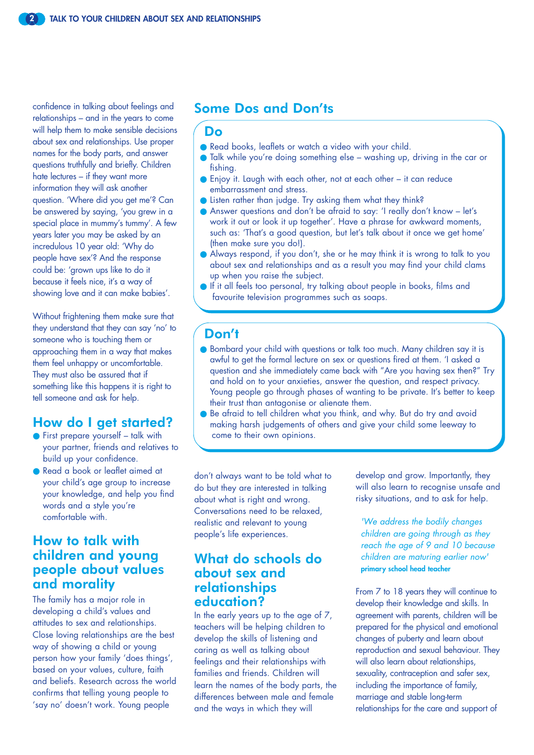confidence in talking about feelings and relationships – and in the years to come will help them to make sensible decisions about sex and relationships. Use proper names for the body parts, and answer questions truthfully and briefly. Children hate lectures – if they want more information they will ask another question. 'Where did you get me'? Can be answered by saying, 'you grew in a special place in mummy's tummy'. A few years later you may be asked by an incredulous 10 year old: 'Why do people have sex'? And the response could be: 'grown ups like to do it because it feels nice, it's a way of showing love and it can make babies'.

Without frightening them make sure that they understand that they can say 'no' to someone who is touching them or approaching them in a way that makes them feel unhappy or uncomfortable. They must also be assured that if something like this happens it is right to tell someone and ask for help.

## How do I get started?

- First prepare yourself – talk with your partner, friends and relatives to build up your confidence.
- Read a book or leaflet aimed at your child's age group to increase your knowledge, and help you find words and a style you're comfortable with.

## How to talk with children and young people about values and morality

The family has a major role in developing a child's values and attitudes to sex and relationships. Close loving relationships are the best way of showing a child or young person how your family 'does things', based on your values, culture, faith and beliefs. Research across the world confirms that telling young people to 'say no' doesn't work. Young people don't always want to be told what to do but they are interested in talking about what is right and wrong. Conversations need to be relaxed, realistic and relevant to young people's life experiences.

## Some Dos and Don'ts

### Do

- Read books, leaflets or watch a video with your child.
- Talk while you're doing something else – washing up, driving in the car or fishing.
- Enjoy it. Laugh with each other, not at each other – it can reduce embarrassment and stress.
- Listen rather than judge. Try asking them what they think?
- Answer questions and don't be afraid to say: 'I really don't know – let's work it out or look it up together'. Have a phrase for awkward moments, such as: 'That's a good question, but let's talk about it once we get home' (then make sure you do!).
- Always respond, if you don't, she or he may think it is wrong to talk to you about sex and relationships and as a result you may find your child clams up when you raise the subject.
- If it all feels too personal, try talking about people in books, films and favourite television programmes such as soaps.

### Don't

- Bombard your child with questions or talk too much. Many children say it is awful to get the formal lecture on sex or questions fired at them. 'I asked a question and she immediately came back with "Are you having sex then?" Try and hold on to your anxieties, answer the question, and respect privacy. Young people go through phases of wanting to be private. It's better to keep their trust than antagonise or alienate them.
- Be afraid to tell children what you think, and why. But do try and avoid making harsh judgements of others and give your child some leeway to come to their own opinions.

## What do schools do about sex and relationships education?

In the early years up to the age of 7, teachers will be helping children to develop the skills of listening and caring as well as talking about feelings and their relationships with families and friends. Children will learn the names of the body parts, the differences between male and female and the ways in which they will develop and grow. Importantly, they will also learn to recognise unsafe and risky situations, and to ask for help.

*'We address the bodily changes children are going through as they reach the age of 9 and 10 because children are maturing earlier now'*
**primary school head teacher**

From 7 to 18 years they will continue to develop their knowledge and skills. In agreement with parents, children will be prepared for the physical and emotional changes of puberty and learn about reproduction and sexual behaviour. They will also learn about relationships, sexuality, contraception and safer sex, including the importance of family, marriage and stable long-term relationships for the care and support of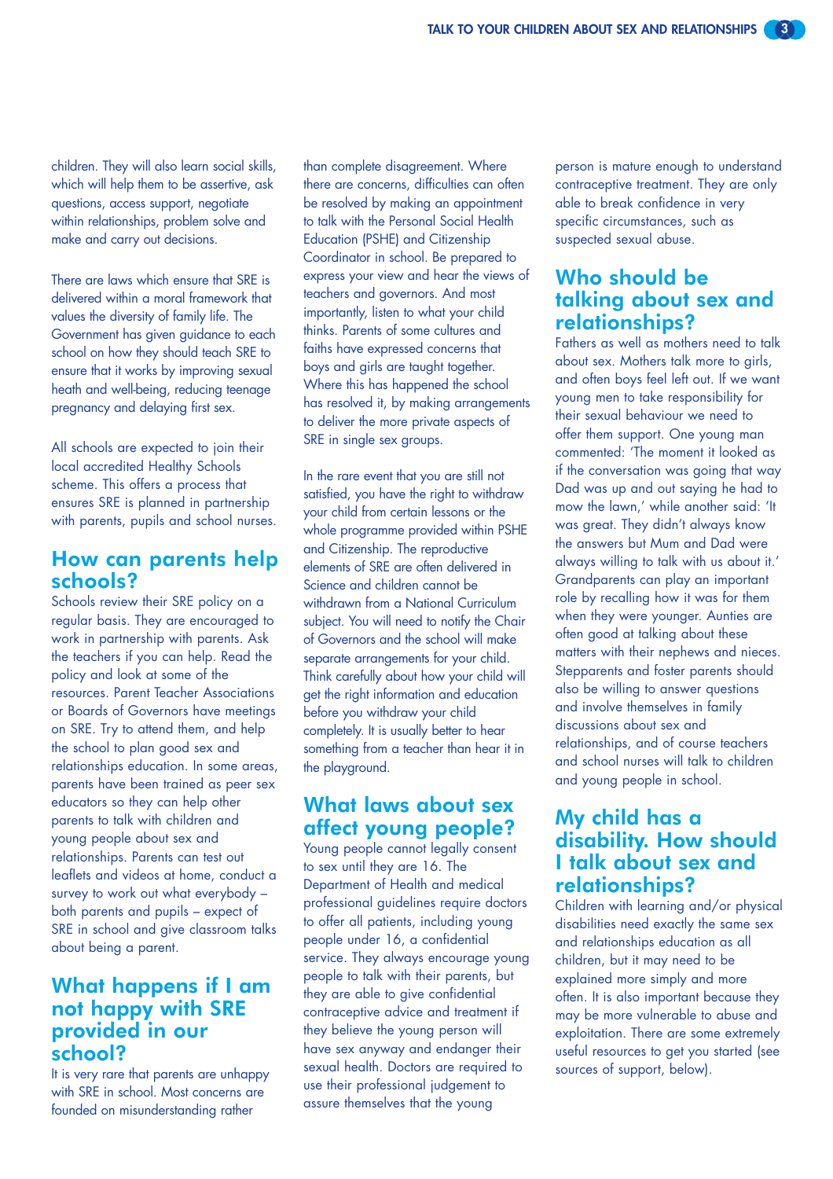children. They will also learn social skills, which will help them to be assertive, ask questions, access support, negotiate within relationships, problem solve and make and carry out decisions.

There are laws which ensure that SRE is delivered within a moral framework that values the diversity of family life. The Government has given guidance to each school on how they should teach SRE to ensure that it works by improving sexual heath and well-being, reducing teenage pregnancy and delaying first sex.

All schools are expected to join their local accredited Healthy Schools scheme. This offers a process that ensures SRE is planned in partnership with parents, pupils and school nurses.

## How can parents help schools?

Schools review their SRE policy on a regular basis. They are encouraged to work in partnership with parents. Ask the teachers if you can help. Read the policy and look at some of the resources. Parent Teacher Associations or Boards of Governors have meetings on SRE. Try to attend them, and help the school to plan good sex and relationships education. In some areas, parents have been trained as peer sex educators so they can help other parents to talk with children and young people about sex and relationships. Parents can test out leaflets and videos at home, conduct a survey to work out what everybody – both parents and pupils – expect of SRE in school and give classroom talks about being a parent.

## What happens if I am not happy with SRE provided in our school?

It is very rare that parents are unhappy with SRE in school. Most concerns are founded on misunderstanding rather than complete disagreement. Where there are concerns, difficulties can often be resolved by making an appointment to talk with the Personal Social Health Education (PSHE) and Citizenship Coordinator in school. Be prepared to express your view and hear the views of teachers and governors. And most importantly, listen to what your child thinks. Parents of some cultures and faiths have expressed concerns that boys and girls are taught together. Where this has happened the school has resolved it, by making arrangements to deliver the more private aspects of SRE in single sex groups.

In the rare event that you are still not satisfied, you have the right to withdraw your child from certain lessons or the whole programme provided within PSHE and Citizenship. The reproductive elements of SRE are often delivered in Science and children cannot be withdrawn from a National Curriculum subject. You will need to notify the Chair of Governors and the school will make separate arrangements for your child. Think carefully about how your child will get the right information and education before you withdraw your child completely. It is usually better to hear something from a teacher than hear it in the playground.

## What laws about sex affect young people?

Young people cannot legally consent to sex until they are 16. The Department of Health and medical professional guidelines require doctors to offer all patients, including young people under 16, a confidential service. They always encourage young people to talk with their parents, but they are able to give confidential contraceptive advice and treatment if they believe the young person will have sex anyway and endanger their sexual health. Doctors are required to use their professional judgement to assure themselves that the young person is mature enough to understand contraceptive treatment. They are only able to break confidence in very specific circumstances, such as suspected sexual abuse.

## Who should be talking about sex and relationships?

Fathers as well as mothers need to talk about sex. Mothers talk more to girls, and often boys feel left out. If we want young men to take responsibility for their sexual behaviour we need to offer them support. One young man commented: 'The moment it looked as if the conversation was going that way Dad was up and out saying he had to mow the lawn,' while another said: 'It was great. They didn't always know the answers but Mum and Dad were always willing to talk with us about it.' Grandparents can play an important role by recalling how it was for them when they were younger. Aunties are often good at talking about these matters with their nephews and nieces. Stepparents and foster parents should also be willing to answer questions and involve themselves in family discussions about sex and relationships, and of course teachers and school nurses will talk to children and young people in school.

## My child has a disability. How should I talk about sex and relationships?

Children with learning and/or physical disabilities need exactly the same sex and relationships education as all children, but it may need to be explained more simply and more often. It is also important because they may be more vulnerable to abuse and exploitation. There are some extremely useful resources to get you started (see sources of support, below).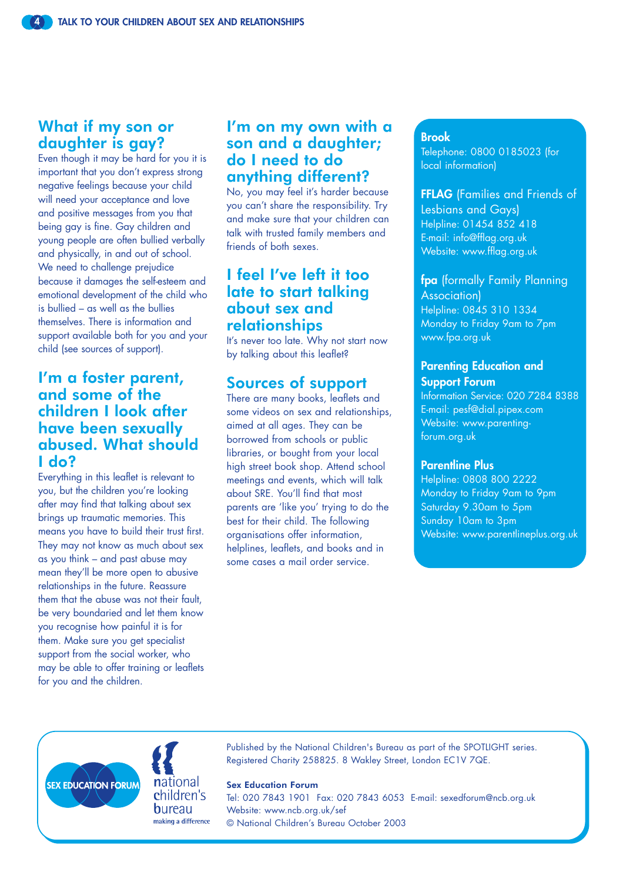## What if my son or daughter is gay?

Even though it may be hard for you it is important that you don't express strong negative feelings because your child will need your acceptance and love and positive messages from you that being gay is fine. Gay children and young people are often bullied verbally and physically, in and out of school. We need to challenge prejudice because it damages the self-esteem and emotional development of the child who is bullied – as well as the bullies themselves. There is information and support available both for you and your child (see sources of support).

## I'm a foster parent, and some of the children I look after have been sexually abused. What should I do?

Everything in this leaflet is relevant to you, but the children you're looking after may find that talking about sex brings up traumatic memories. This means you have to build their trust first. They may not know as much about sex as you think – and past abuse may mean they'll be more open to abusive relationships in the future. Reassure them that the abuse was not their fault, be very boundaried and let them know you recognise how painful it is for them. Make sure you get specialist support from the social worker, who may be able to offer training or leaflets for you and the children.

## I'm on my own with a son and a daughter; do I need to do anything different?

No, you may feel it's harder because you can't share the responsibility. Try and make sure that your children can talk with trusted family members and friends of both sexes.

## I feel I've left it too late to start talking about sex and relationships

It's never too late. Why not start now by talking about this leaflet?

## Sources of support

There are many books, leaflets and some videos on sex and relationships, aimed at all ages. They can be borrowed from schools or public libraries, or bought from your local high street book shop. Attend school meetings and events, which will talk about SRE. You'll find that most parents are 'like you' trying to do the best for their child. The following organisations offer information, helplines, leaflets, and books and in some cases a mail order service.

**Brook**
Telephone: 0800 0185023 (for local information)

**FFLAG** (Families and Friends of Lesbians and Gays)
Helpline: 01454 852 418
E-mail: info@fflag.org.uk
Website: www.fflag.org.uk

**fpa** (formally Family Planning Association)
Helpline: 0845 310 1334
Monday to Friday 9am to 7pm
www.fpa.org.uk

**Parenting Education and Support Forum**
Information Service: 020 7284 8388
E-mail: pesf@dial.pipex.com
Website: www.parenting-forum.org.uk

**Parentline Plus**
Helpline: 0808 800 2222
Monday to Friday 9am to 9pm
Saturday 9.30am to 5pm
Sunday 10am to 3pm
Website: www.parentlineplus.org.uk

---

SEX EDUCATION FORUM

national children's bureau
making a difference

Published by the National Children's Bureau as part of the SPOTLIGHT series.
Registered Charity 258825. 8 Wakley Street, London EC1V 7QE.

**Sex Education Forum**
Tel: 020 7843 1901 Fax: 020 7843 6053 E-mail: sexedforum@ncb.org.uk
Website: www.ncb.org.uk/sef
© National Children's Bureau October 2003